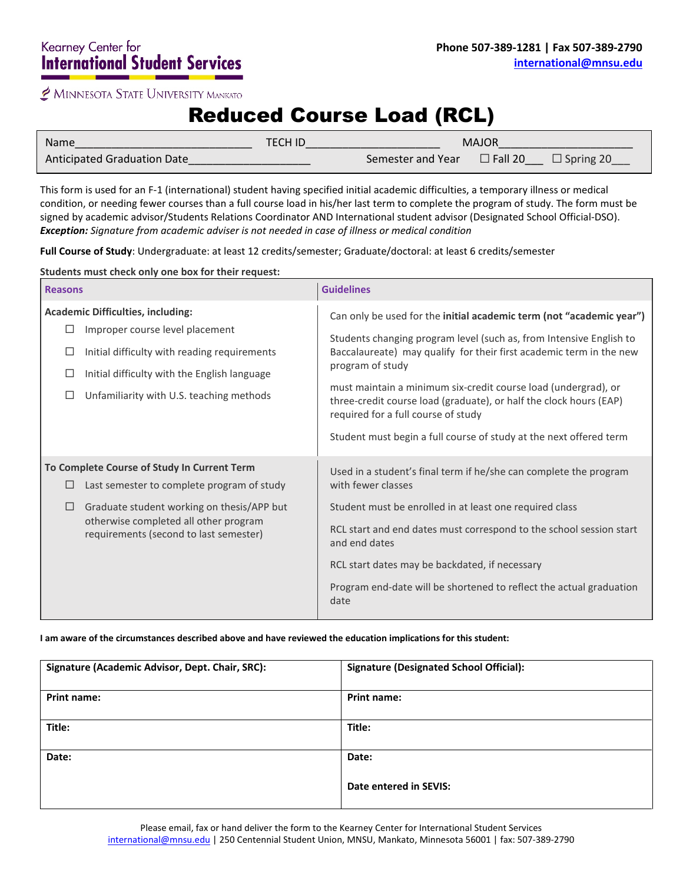Kearney Center for
**International Student Services**

Minnesota State University Mankato

**Phone 507-389-1281 | Fax 507-389-2790**
**international@mnsu.edu**

# Reduced Course Load (RCL)

Name___________________________ TECH ID_____________________ MAJOR_____________________

Anticipated Graduation Date___________________ Semester and Year ☐ Fall 20___ ☐ Spring 20___

This form is used for an F-1 (international) student having specified initial academic difficulties, a temporary illness or medical condition, or needing fewer courses than a full course load in his/her last term to complete the program of study. The form must be signed by academic advisor/Students Relations Coordinator AND International student advisor (Designated School Official-DSO).
***Exception:*** *Signature from academic adviser is not needed in case of illness or medical condition*

**Full Course of Study**: Undergraduate: at least 12 credits/semester; Graduate/doctoral: at least 6 credits/semester

**Students must check only one box for their request:**

| Reasons | Guidelines |
|---|---|
| **Academic Difficulties, including:**<br>☐ Improper course level placement<br>☐ Initial difficulty with reading requirements<br>☐ Initial difficulty with the English language<br>☐ Unfamiliarity with U.S. teaching methods | Can only be used for the **initial academic term (not "academic year")**<br>Students changing program level (such as, from Intensive English to Baccalaureate) may qualify for their first academic term in the new program of study<br>must maintain a minimum six-credit course load (undergrad), or three-credit course load (graduate), or half the clock hours (EAP) required for a full course of study<br>Student must begin a full course of study at the next offered term |
| **To Complete Course of Study In Current Term**<br>☐ Last semester to complete program of study<br>☐ Graduate student working on thesis/APP but otherwise completed all other program requirements (second to last semester) | Used in a student's final term if he/she can complete the program with fewer classes<br>Student must be enrolled in at least one required class<br>RCL start and end dates must correspond to the school session start and end dates<br>RCL start dates may be backdated, if necessary<br>Program end-date will be shortened to reflect the actual graduation date |

**I am aware of the circumstances described above and have reviewed the education implications for this student:**

| Signature (Academic Advisor, Dept. Chair, SRC): | Signature (Designated School Official): |
|---|---|
| **Print name:** | **Print name:** |
| **Title:** | **Title:** |
| **Date:** | **Date:**<br><br>**Date entered in SEVIS:** |

Please email, fax or hand deliver the form to the Kearney Center for International Student Services
international@mnsu.edu | 250 Centennial Student Union, MNSU, Mankato, Minnesota 56001 | fax: 507-389-2790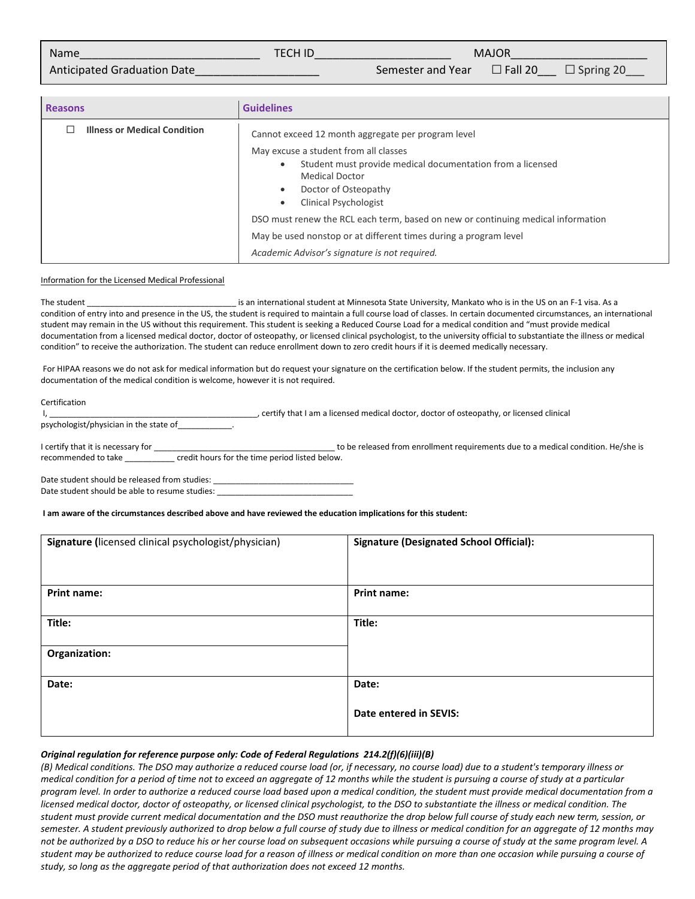| | | |
|---|---|---|
| Name_____________________________ | TECH ID______________________ | MAJOR______________________ |
| Anticipated Graduation Date____________________ | Semester and Year | ☐ Fall 20___ ☐ Spring 20___ |

| Reasons | Guidelines |
|---|---|
| ☐ **Illness or Medical Condition** | Cannot exceed 12 month aggregate per program level<br><br>May excuse a student from all classes<br>• Student must provide medical documentation from a licensed Medical Doctor<br>• Doctor of Osteopathy<br>• Clinical Psychologist<br><br>DSO must renew the RCL each term, based on new or continuing medical information<br><br>May be used nonstop or at different times during a program level<br><br>*Academic Advisor's signature is not required.* |

Information for the Licensed Medical Professional

The student _________________________________ is an international student at Minnesota State University, Mankato who is in the US on an F-1 visa. As a condition of entry into and presence in the US, the student is required to maintain a full course load of classes. In certain documented circumstances, an international student may remain in the US without this requirement. This student is seeking a Reduced Course Load for a medical condition and "must provide medical documentation from a licensed medical doctor, doctor of osteopathy, or licensed clinical psychologist, to the university official to substantiate the illness or medical condition" to receive the authorization. The student can reduce enrollment down to zero credit hours if it is deemed medically necessary.

For HIPAA reasons we do not ask for medical information but do request your signature on the certification below. If the student permits, the inclusion any documentation of the medical condition is welcome, however it is not required.

Certification

I, _______________________________________________, certify that I am a licensed medical doctor, doctor of osteopathy, or licensed clinical psychologist/physician in the state of____________.

I certify that it is necessary for ________________________________________ to be released from enrollment requirements due to a medical condition. He/she is recommended to take ___________ credit hours for the time period listed below.

Date student should be released from studies: _______________________________

Date student should be able to resume studies: ______________________________

**I am aware of the circumstances described above and have reviewed the education implications for this student:**

| **Signature (**licensed clinical psychologist/physician) | **Signature (Designated School Official):** |
|---|---|
| **Print name:** | **Print name:** |
| **Title:** | **Title:** |
| **Organization:** | |
| **Date:** | **Date:**<br><br>**Date entered in SEVIS:** |

***Original regulation for reference purpose only: Code of Federal Regulations 214.2(f)(6)(iii)(B)***

*(B) Medical conditions. The DSO may authorize a reduced course load (or, if necessary, no course load) due to a student's temporary illness or medical condition for a period of time not to exceed an aggregate of 12 months while the student is pursuing a course of study at a particular program level. In order to authorize a reduced course load based upon a medical condition, the student must provide medical documentation from a licensed medical doctor, doctor of osteopathy, or licensed clinical psychologist, to the DSO to substantiate the illness or medical condition. The student must provide current medical documentation and the DSO must reauthorize the drop below full course of study each new term, session, or semester. A student previously authorized to drop below a full course of study due to illness or medical condition for an aggregate of 12 months may not be authorized by a DSO to reduce his or her course load on subsequent occasions while pursuing a course of study at the same program level. A student may be authorized to reduce course load for a reason of illness or medical condition on more than one occasion while pursuing a course of study, so long as the aggregate period of that authorization does not exceed 12 months.*